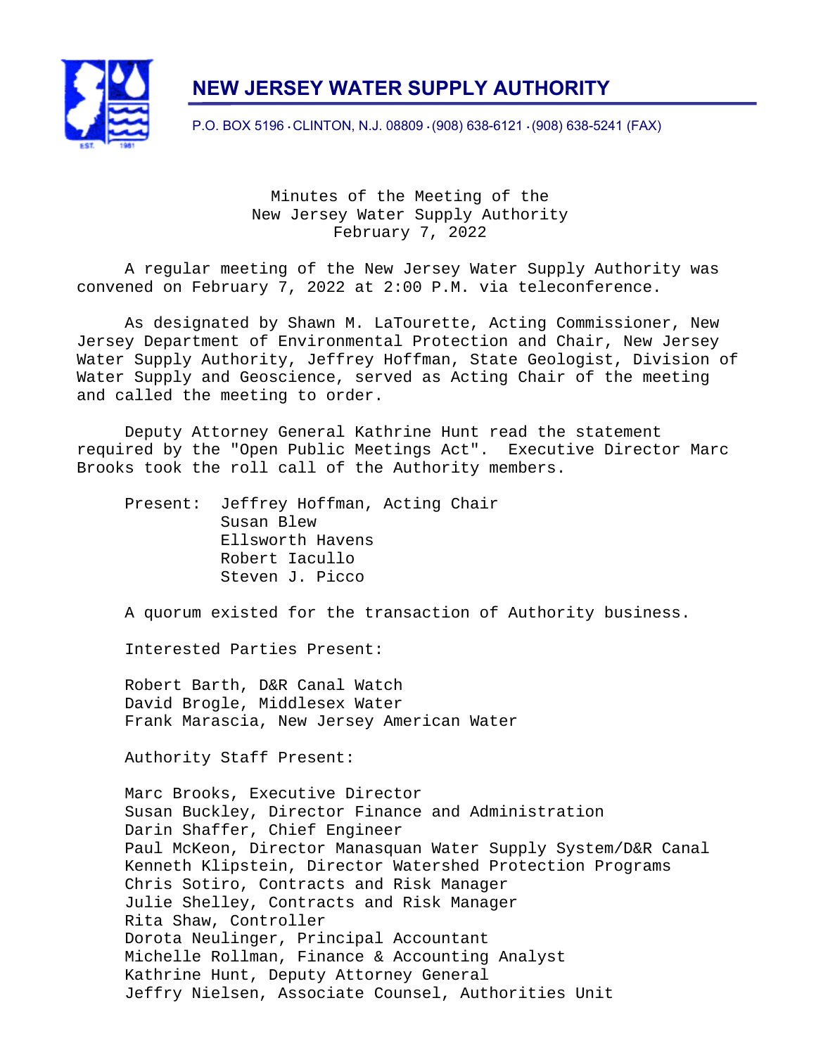# NEW JERSEY WATER SUPPLY AUTHORITY

P.O. BOX 5196 · CLINTON, N.J. 08809 · (908) 638-6121 · (908) 638-5241 (FAX)

Minutes of the Meeting of the
New Jersey Water Supply Authority
February 7, 2022

A regular meeting of the New Jersey Water Supply Authority was convened on February 7, 2022 at 2:00 P.M. via teleconference.

As designated by Shawn M. LaTourette, Acting Commissioner, New Jersey Department of Environmental Protection and Chair, New Jersey Water Supply Authority, Jeffrey Hoffman, State Geologist, Division of Water Supply and Geoscience, served as Acting Chair of the meeting and called the meeting to order.

Deputy Attorney General Kathrine Hunt read the statement required by the "Open Public Meetings Act". Executive Director Marc Brooks took the roll call of the Authority members.

Present: Jeffrey Hoffman, Acting Chair
Susan Blew
Ellsworth Havens
Robert Iacullo
Steven J. Picco

A quorum existed for the transaction of Authority business.

Interested Parties Present:

Robert Barth, D&R Canal Watch
David Brogle, Middlesex Water
Frank Marascia, New Jersey American Water

Authority Staff Present:

Marc Brooks, Executive Director
Susan Buckley, Director Finance and Administration
Darin Shaffer, Chief Engineer
Paul McKeon, Director Manasquan Water Supply System/D&R Canal
Kenneth Klipstein, Director Watershed Protection Programs
Chris Sotiro, Contracts and Risk Manager
Julie Shelley, Contracts and Risk Manager
Rita Shaw, Controller
Dorota Neulinger, Principal Accountant
Michelle Rollman, Finance & Accounting Analyst
Kathrine Hunt, Deputy Attorney General
Jeffry Nielsen, Associate Counsel, Authorities Unit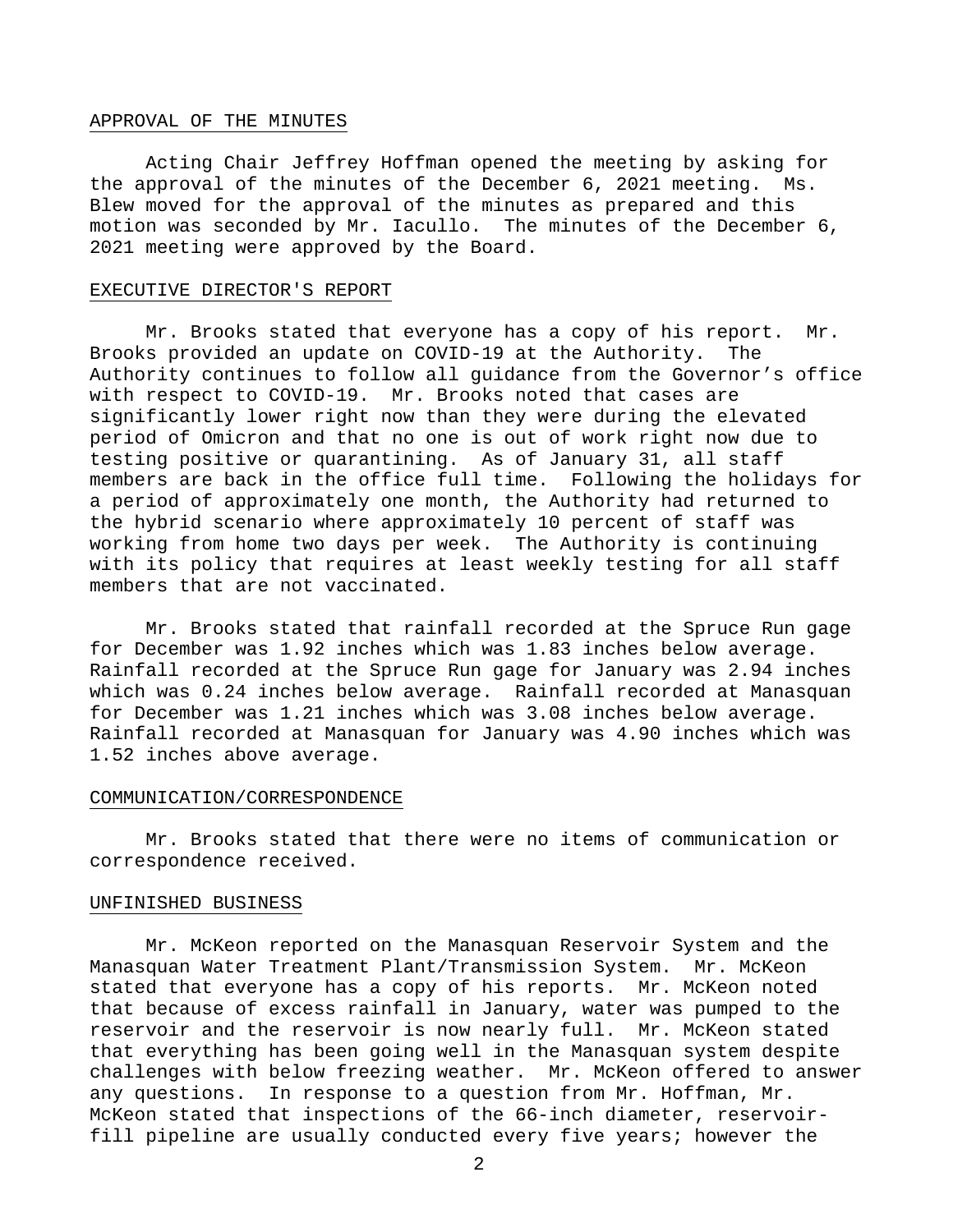## APPROVAL OF THE MINUTES

Acting Chair Jeffrey Hoffman opened the meeting by asking for the approval of the minutes of the December 6, 2021 meeting. Ms. Blew moved for the approval of the minutes as prepared and this motion was seconded by Mr. Iacullo. The minutes of the December 6, 2021 meeting were approved by the Board.

## EXECUTIVE DIRECTOR'S REPORT

Mr. Brooks stated that everyone has a copy of his report. Mr. Brooks provided an update on COVID-19 at the Authority. The Authority continues to follow all guidance from the Governor's office with respect to COVID-19. Mr. Brooks noted that cases are significantly lower right now than they were during the elevated period of Omicron and that no one is out of work right now due to testing positive or quarantining. As of January 31, all staff members are back in the office full time. Following the holidays for a period of approximately one month, the Authority had returned to the hybrid scenario where approximately 10 percent of staff was working from home two days per week. The Authority is continuing with its policy that requires at least weekly testing for all staff members that are not vaccinated.

Mr. Brooks stated that rainfall recorded at the Spruce Run gage for December was 1.92 inches which was 1.83 inches below average. Rainfall recorded at the Spruce Run gage for January was 2.94 inches which was 0.24 inches below average. Rainfall recorded at Manasquan for December was 1.21 inches which was 3.08 inches below average. Rainfall recorded at Manasquan for January was 4.90 inches which was 1.52 inches above average.

## COMMUNICATION/CORRESPONDENCE

Mr. Brooks stated that there were no items of communication or correspondence received.

## UNFINISHED BUSINESS

Mr. McKeon reported on the Manasquan Reservoir System and the Manasquan Water Treatment Plant/Transmission System. Mr. McKeon stated that everyone has a copy of his reports. Mr. McKeon noted that because of excess rainfall in January, water was pumped to the reservoir and the reservoir is now nearly full. Mr. McKeon stated that everything has been going well in the Manasquan system despite challenges with below freezing weather. Mr. McKeon offered to answer any questions. In response to a question from Mr. Hoffman, Mr. McKeon stated that inspections of the 66-inch diameter, reservoir-fill pipeline are usually conducted every five years; however the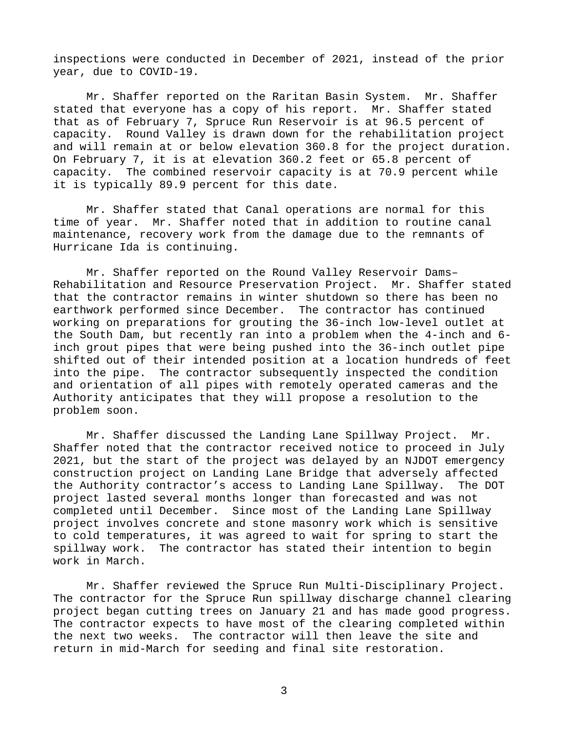inspections were conducted in December of 2021, instead of the prior year, due to COVID-19.

Mr. Shaffer reported on the Raritan Basin System. Mr. Shaffer stated that everyone has a copy of his report. Mr. Shaffer stated that as of February 7, Spruce Run Reservoir is at 96.5 percent of capacity. Round Valley is drawn down for the rehabilitation project and will remain at or below elevation 360.8 for the project duration. On February 7, it is at elevation 360.2 feet or 65.8 percent of capacity. The combined reservoir capacity is at 70.9 percent while it is typically 89.9 percent for this date.

Mr. Shaffer stated that Canal operations are normal for this time of year. Mr. Shaffer noted that in addition to routine canal maintenance, recovery work from the damage due to the remnants of Hurricane Ida is continuing.

Mr. Shaffer reported on the Round Valley Reservoir Dams–Rehabilitation and Resource Preservation Project. Mr. Shaffer stated that the contractor remains in winter shutdown so there has been no earthwork performed since December. The contractor has continued working on preparations for grouting the 36-inch low-level outlet at the South Dam, but recently ran into a problem when the 4-inch and 6-inch grout pipes that were being pushed into the 36-inch outlet pipe shifted out of their intended position at a location hundreds of feet into the pipe. The contractor subsequently inspected the condition and orientation of all pipes with remotely operated cameras and the Authority anticipates that they will propose a resolution to the problem soon.

Mr. Shaffer discussed the Landing Lane Spillway Project. Mr. Shaffer noted that the contractor received notice to proceed in July 2021, but the start of the project was delayed by an NJDOT emergency construction project on Landing Lane Bridge that adversely affected the Authority contractor's access to Landing Lane Spillway. The DOT project lasted several months longer than forecasted and was not completed until December. Since most of the Landing Lane Spillway project involves concrete and stone masonry work which is sensitive to cold temperatures, it was agreed to wait for spring to start the spillway work. The contractor has stated their intention to begin work in March.

Mr. Shaffer reviewed the Spruce Run Multi-Disciplinary Project. The contractor for the Spruce Run spillway discharge channel clearing project began cutting trees on January 21 and has made good progress. The contractor expects to have most of the clearing completed within the next two weeks. The contractor will then leave the site and return in mid-March for seeding and final site restoration.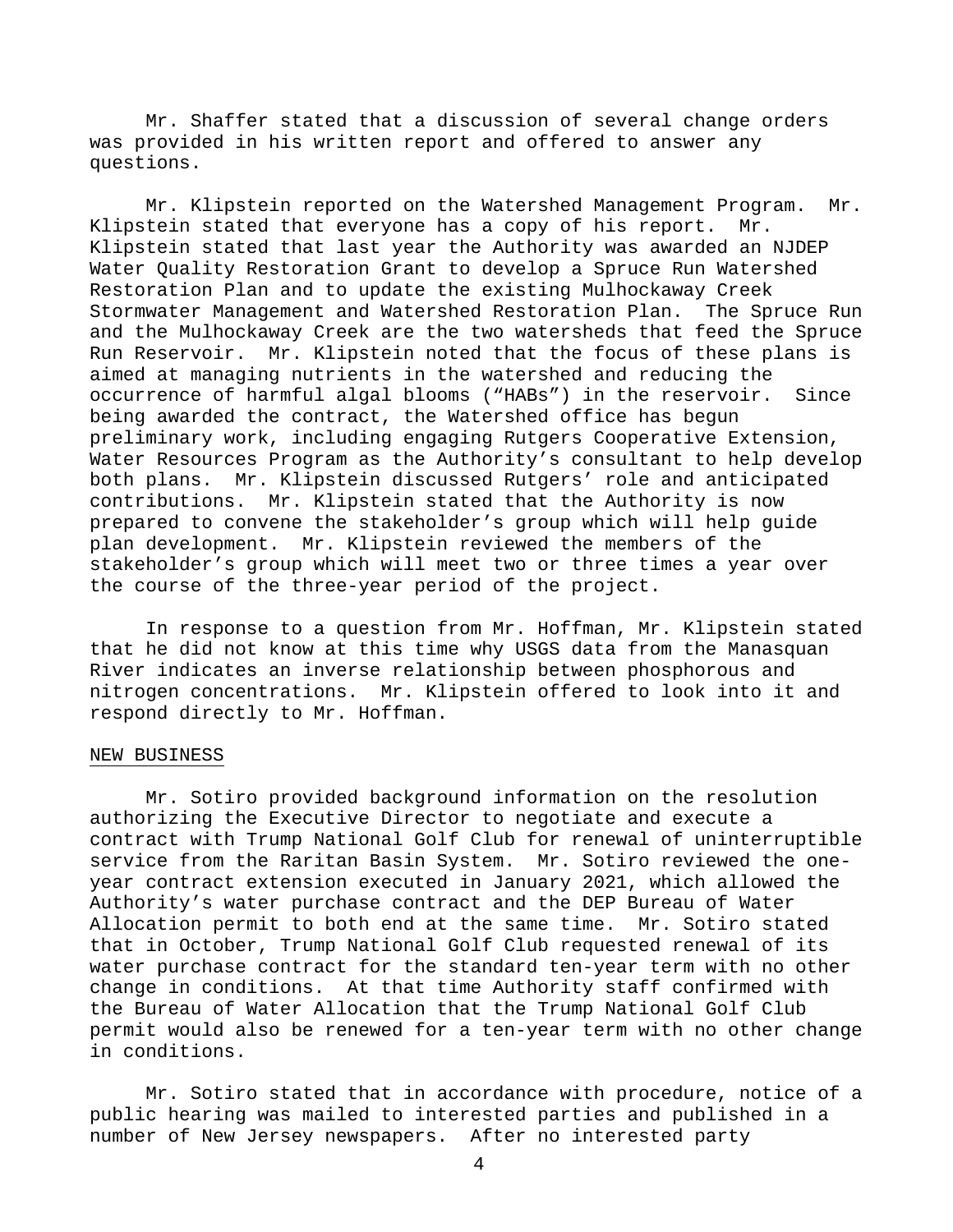Mr. Shaffer stated that a discussion of several change orders was provided in his written report and offered to answer any questions.

Mr. Klipstein reported on the Watershed Management Program. Mr. Klipstein stated that everyone has a copy of his report. Mr. Klipstein stated that last year the Authority was awarded an NJDEP Water Quality Restoration Grant to develop a Spruce Run Watershed Restoration Plan and to update the existing Mulhockaway Creek Stormwater Management and Watershed Restoration Plan. The Spruce Run and the Mulhockaway Creek are the two watersheds that feed the Spruce Run Reservoir. Mr. Klipstein noted that the focus of these plans is aimed at managing nutrients in the watershed and reducing the occurrence of harmful algal blooms ("HABs") in the reservoir. Since being awarded the contract, the Watershed office has begun preliminary work, including engaging Rutgers Cooperative Extension, Water Resources Program as the Authority's consultant to help develop both plans. Mr. Klipstein discussed Rutgers' role and anticipated contributions. Mr. Klipstein stated that the Authority is now prepared to convene the stakeholder's group which will help guide plan development. Mr. Klipstein reviewed the members of the stakeholder's group which will meet two or three times a year over the course of the three-year period of the project.

In response to a question from Mr. Hoffman, Mr. Klipstein stated that he did not know at this time why USGS data from the Manasquan River indicates an inverse relationship between phosphorous and nitrogen concentrations. Mr. Klipstein offered to look into it and respond directly to Mr. Hoffman.

NEW BUSINESS

Mr. Sotiro provided background information on the resolution authorizing the Executive Director to negotiate and execute a contract with Trump National Golf Club for renewal of uninterruptible service from the Raritan Basin System. Mr. Sotiro reviewed the one-year contract extension executed in January 2021, which allowed the Authority's water purchase contract and the DEP Bureau of Water Allocation permit to both end at the same time. Mr. Sotiro stated that in October, Trump National Golf Club requested renewal of its water purchase contract for the standard ten-year term with no other change in conditions. At that time Authority staff confirmed with the Bureau of Water Allocation that the Trump National Golf Club permit would also be renewed for a ten-year term with no other change in conditions.

Mr. Sotiro stated that in accordance with procedure, notice of a public hearing was mailed to interested parties and published in a number of New Jersey newspapers. After no interested party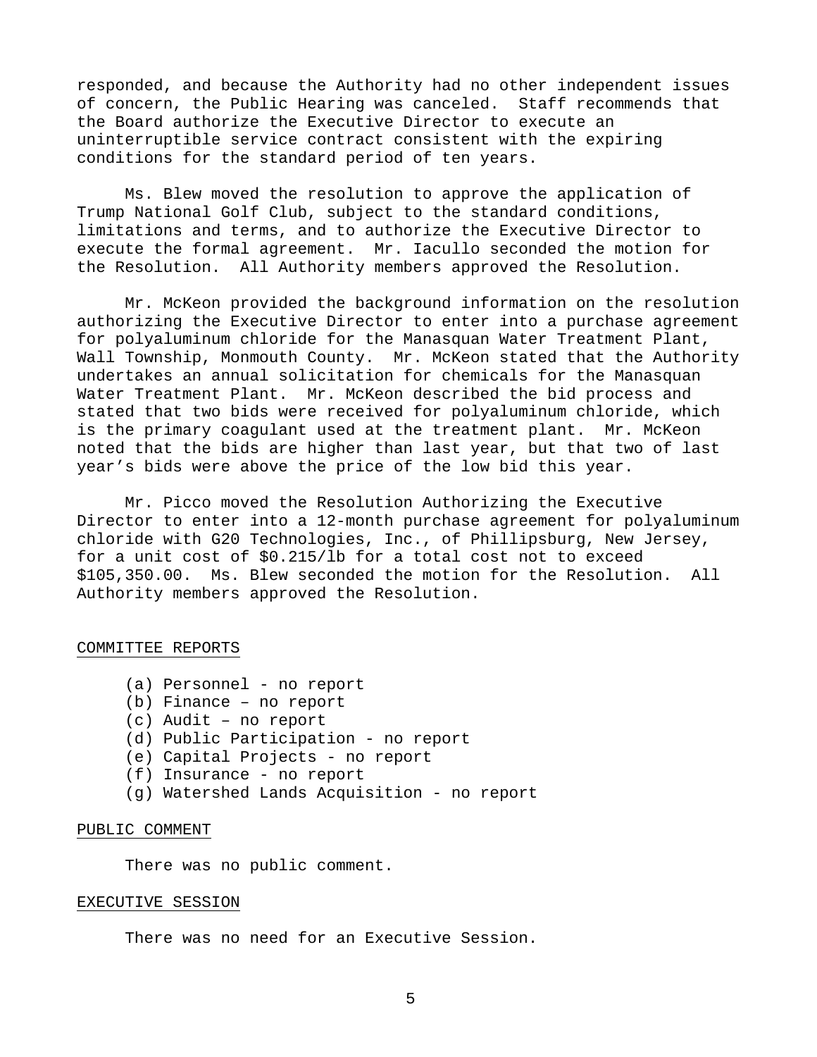responded, and because the Authority had no other independent issues of concern, the Public Hearing was canceled. Staff recommends that the Board authorize the Executive Director to execute an uninterruptible service contract consistent with the expiring conditions for the standard period of ten years.

Ms. Blew moved the resolution to approve the application of Trump National Golf Club, subject to the standard conditions, limitations and terms, and to authorize the Executive Director to execute the formal agreement. Mr. Iacullo seconded the motion for the Resolution. All Authority members approved the Resolution.

Mr. McKeon provided the background information on the resolution authorizing the Executive Director to enter into a purchase agreement for polyaluminum chloride for the Manasquan Water Treatment Plant, Wall Township, Monmouth County. Mr. McKeon stated that the Authority undertakes an annual solicitation for chemicals for the Manasquan Water Treatment Plant. Mr. McKeon described the bid process and stated that two bids were received for polyaluminum chloride, which is the primary coagulant used at the treatment plant. Mr. McKeon noted that the bids are higher than last year, but that two of last year's bids were above the price of the low bid this year.

Mr. Picco moved the Resolution Authorizing the Executive Director to enter into a 12-month purchase agreement for polyaluminum chloride with G20 Technologies, Inc., of Phillipsburg, New Jersey, for a unit cost of $0.215/lb for a total cost not to exceed $105,350.00. Ms. Blew seconded the motion for the Resolution. All Authority members approved the Resolution.

## COMMITTEE REPORTS

(a) Personnel - no report
(b) Finance – no report
(c) Audit – no report
(d) Public Participation - no report
(e) Capital Projects - no report
(f) Insurance - no report
(g) Watershed Lands Acquisition - no report

## PUBLIC COMMENT

There was no public comment.

## EXECUTIVE SESSION

There was no need for an Executive Session.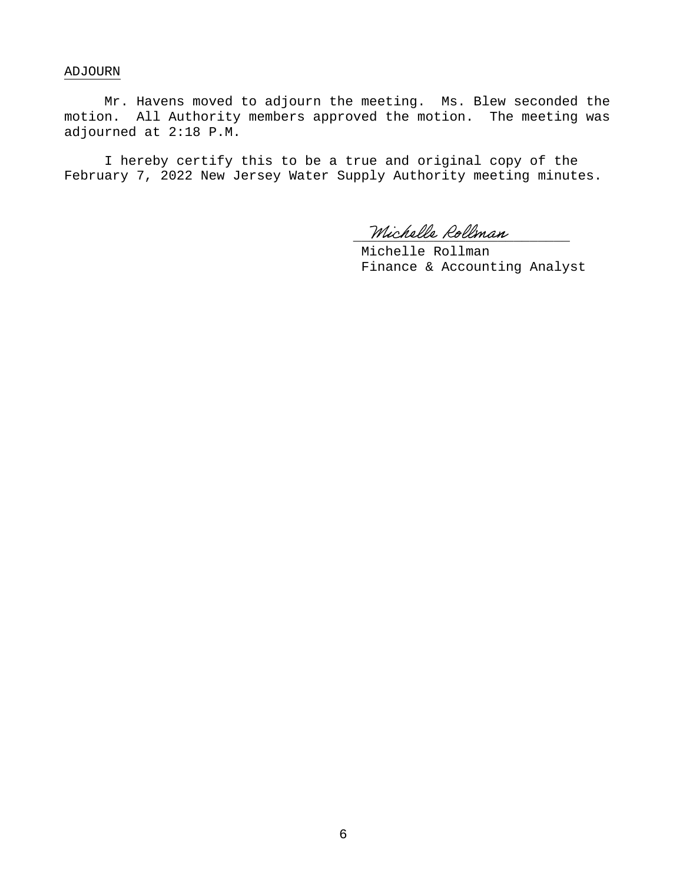ADJOURN

Mr. Havens moved to adjourn the meeting. Ms. Blew seconded the motion. All Authority members approved the motion. The meeting was adjourned at 2:18 P.M.

I hereby certify this to be a true and original copy of the February 7, 2022 New Jersey Water Supply Authority meeting minutes.

Michelle Rollman

Michelle Rollman
Finance & Accounting Analyst